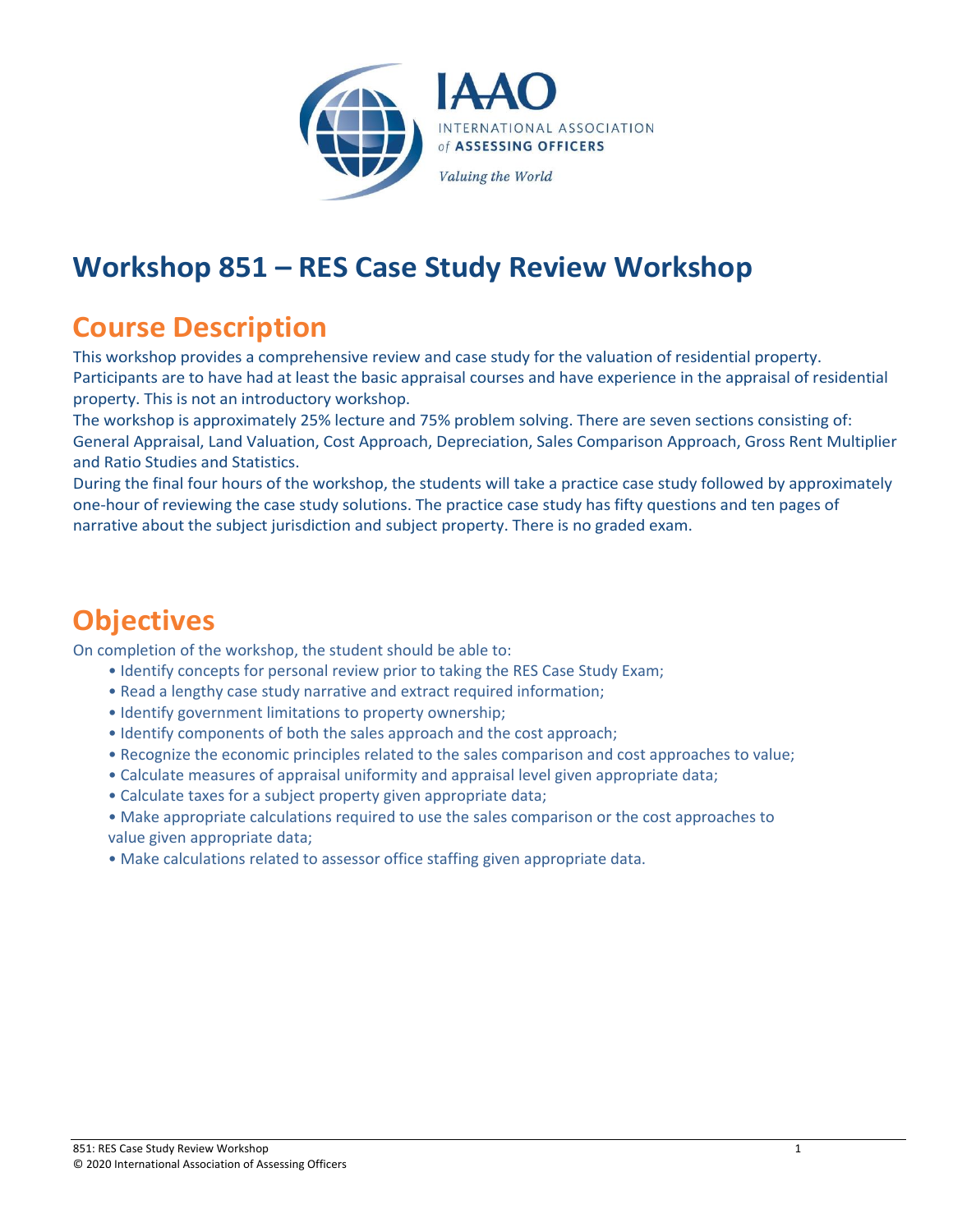IAAO

INTERNATIONAL ASSOCIATION of ASSESSING OFFICERS

*Valuing the World*

# Workshop 851 – RES Case Study Review Workshop

## Course Description

This workshop provides a comprehensive review and case study for the valuation of residential property. Participants are to have had at least the basic appraisal courses and have experience in the appraisal of residential property. This is not an introductory workshop.

The workshop is approximately 25% lecture and 75% problem solving. There are seven sections consisting of: General Appraisal, Land Valuation, Cost Approach, Depreciation, Sales Comparison Approach, Gross Rent Multiplier and Ratio Studies and Statistics.

During the final four hours of the workshop, the students will take a practice case study followed by approximately one-hour of reviewing the case study solutions. The practice case study has fifty questions and ten pages of narrative about the subject jurisdiction and subject property. There is no graded exam.

## Objectives

On completion of the workshop, the student should be able to:

- Identify concepts for personal review prior to taking the RES Case Study Exam;
- Read a lengthy case study narrative and extract required information;
- Identify government limitations to property ownership;
- Identify components of both the sales approach and the cost approach;
- Recognize the economic principles related to the sales comparison and cost approaches to value;
- Calculate measures of appraisal uniformity and appraisal level given appropriate data;
- Calculate taxes for a subject property given appropriate data;
- Make appropriate calculations required to use the sales comparison or the cost approaches to value given appropriate data;
- Make calculations related to assessor office staffing given appropriate data.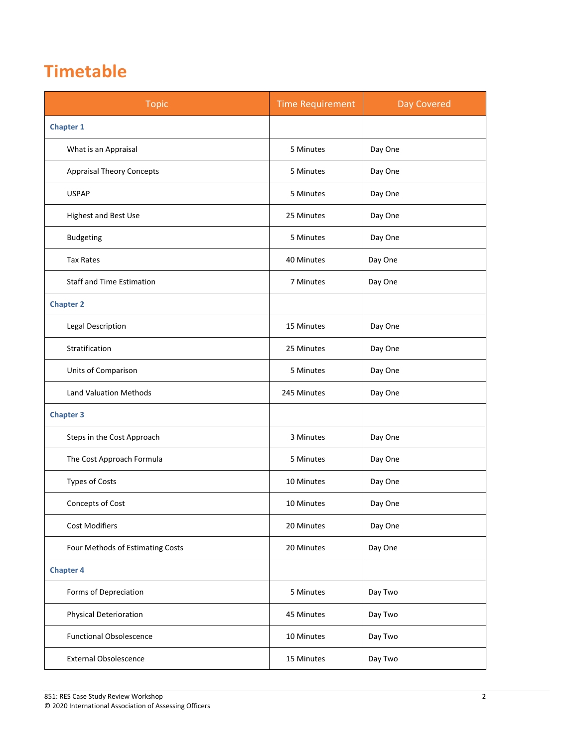# Timetable

| Topic | Time Requirement | Day Covered |
|---|---|---|
| **Chapter 1** | | |
| What is an Appraisal | 5 Minutes | Day One |
| Appraisal Theory Concepts | 5 Minutes | Day One |
| USPAP | 5 Minutes | Day One |
| Highest and Best Use | 25 Minutes | Day One |
| Budgeting | 5 Minutes | Day One |
| Tax Rates | 40 Minutes | Day One |
| Staff and Time Estimation | 7 Minutes | Day One |
| **Chapter 2** | | |
| Legal Description | 15 Minutes | Day One |
| Stratification | 25 Minutes | Day One |
| Units of Comparison | 5 Minutes | Day One |
| Land Valuation Methods | 245 Minutes | Day One |
| **Chapter 3** | | |
| Steps in the Cost Approach | 3 Minutes | Day One |
| The Cost Approach Formula | 5 Minutes | Day One |
| Types of Costs | 10 Minutes | Day One |
| Concepts of Cost | 10 Minutes | Day One |
| Cost Modifiers | 20 Minutes | Day One |
| Four Methods of Estimating Costs | 20 Minutes | Day One |
| **Chapter 4** | | |
| Forms of Depreciation | 5 Minutes | Day Two |
| Physical Deterioration | 45 Minutes | Day Two |
| Functional Obsolescence | 10 Minutes | Day Two |
| External Obsolescence | 15 Minutes | Day Two |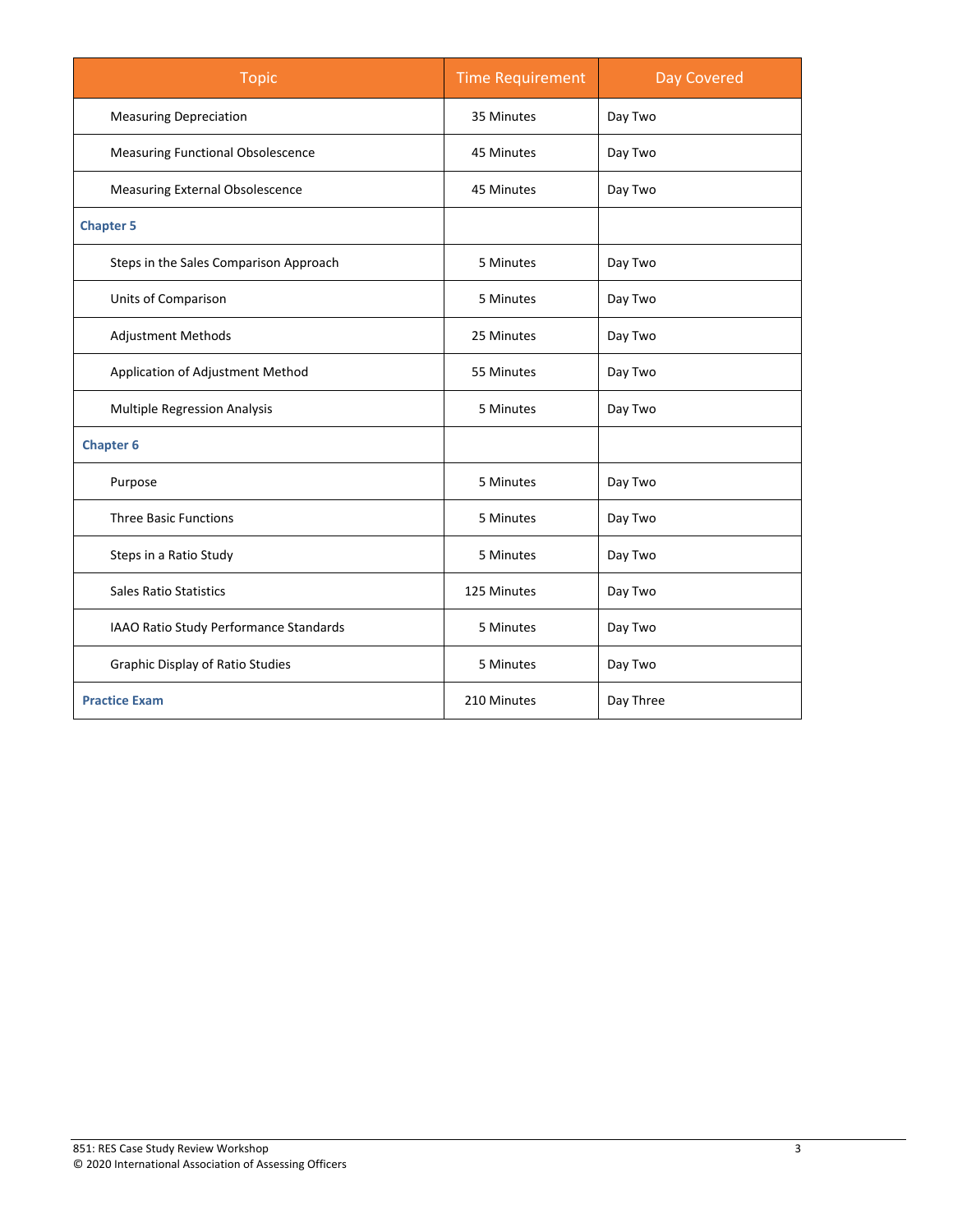| Topic | Time Requirement | Day Covered |
| --- | --- | --- |
| Measuring Depreciation | 35 Minutes | Day Two |
| Measuring Functional Obsolescence | 45 Minutes | Day Two |
| Measuring External Obsolescence | 45 Minutes | Day Two |
| **Chapter 5** | | |
| Steps in the Sales Comparison Approach | 5 Minutes | Day Two |
| Units of Comparison | 5 Minutes | Day Two |
| Adjustment Methods | 25 Minutes | Day Two |
| Application of Adjustment Method | 55 Minutes | Day Two |
| Multiple Regression Analysis | 5 Minutes | Day Two |
| **Chapter 6** | | |
| Purpose | 5 Minutes | Day Two |
| Three Basic Functions | 5 Minutes | Day Two |
| Steps in a Ratio Study | 5 Minutes | Day Two |
| Sales Ratio Statistics | 125 Minutes | Day Two |
| IAAO Ratio Study Performance Standards | 5 Minutes | Day Two |
| Graphic Display of Ratio Studies | 5 Minutes | Day Two |
| **Practice Exam** | 210 Minutes | Day Three |